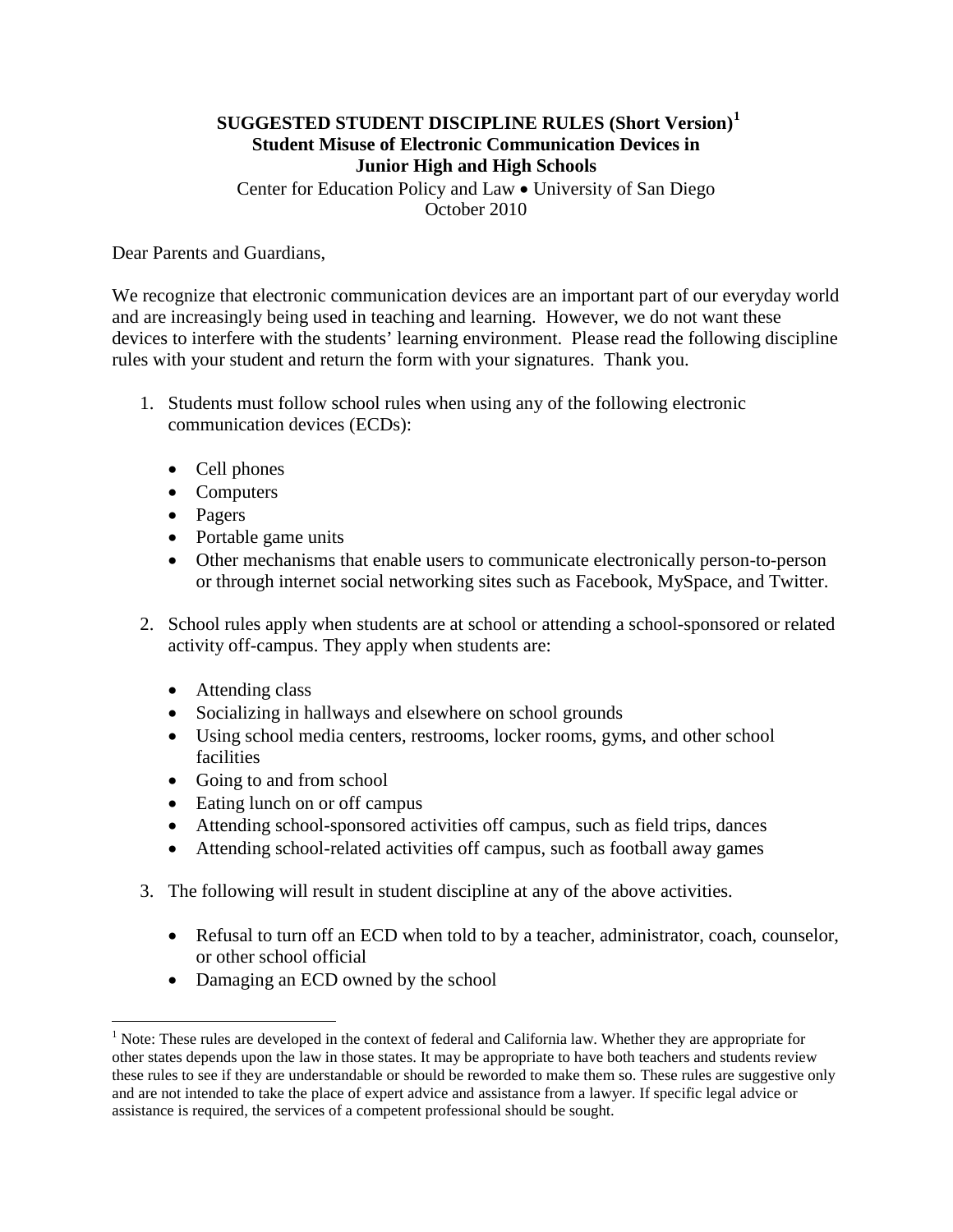# SUGGESTED STUDENT DISCIPLINE RULES (Short Version)[1]
## Student Misuse of Electronic Communication Devices in Junior High and High Schools

Center for Education Policy and Law • University of San Diego
October 2010

Dear Parents and Guardians,

We recognize that electronic communication devices are an important part of our everyday world and are increasingly being used in teaching and learning. However, we do not want these devices to interfere with the students' learning environment. Please read the following discipline rules with your student and return the form with your signatures. Thank you.

1. Students must follow school rules when using any of the following electronic communication devices (ECDs):

   - Cell phones
   - Computers
   - Pagers
   - Portable game units
   - Other mechanisms that enable users to communicate electronically person-to-person or through internet social networking sites such as Facebook, MySpace, and Twitter.

2. School rules apply when students are at school or attending a school-sponsored or related activity off-campus. They apply when students are:

   - Attending class
   - Socializing in hallways and elsewhere on school grounds
   - Using school media centers, restrooms, locker rooms, gyms, and other school facilities
   - Going to and from school
   - Eating lunch on or off campus
   - Attending school-sponsored activities off campus, such as field trips, dances
   - Attending school-related activities off campus, such as football away games

3. The following will result in student discipline at any of the above activities.

   - Refusal to turn off an ECD when told to by a teacher, administrator, coach, counselor, or other school official
   - Damaging an ECD owned by the school

[1] Note: These rules are developed in the context of federal and California law. Whether they are appropriate for other states depends upon the law in those states. It may be appropriate to have both teachers and students review these rules to see if they are understandable or should be reworded to make them so. These rules are suggestive only and are not intended to take the place of expert advice and assistance from a lawyer. If specific legal advice or assistance is required, the services of a competent professional should be sought.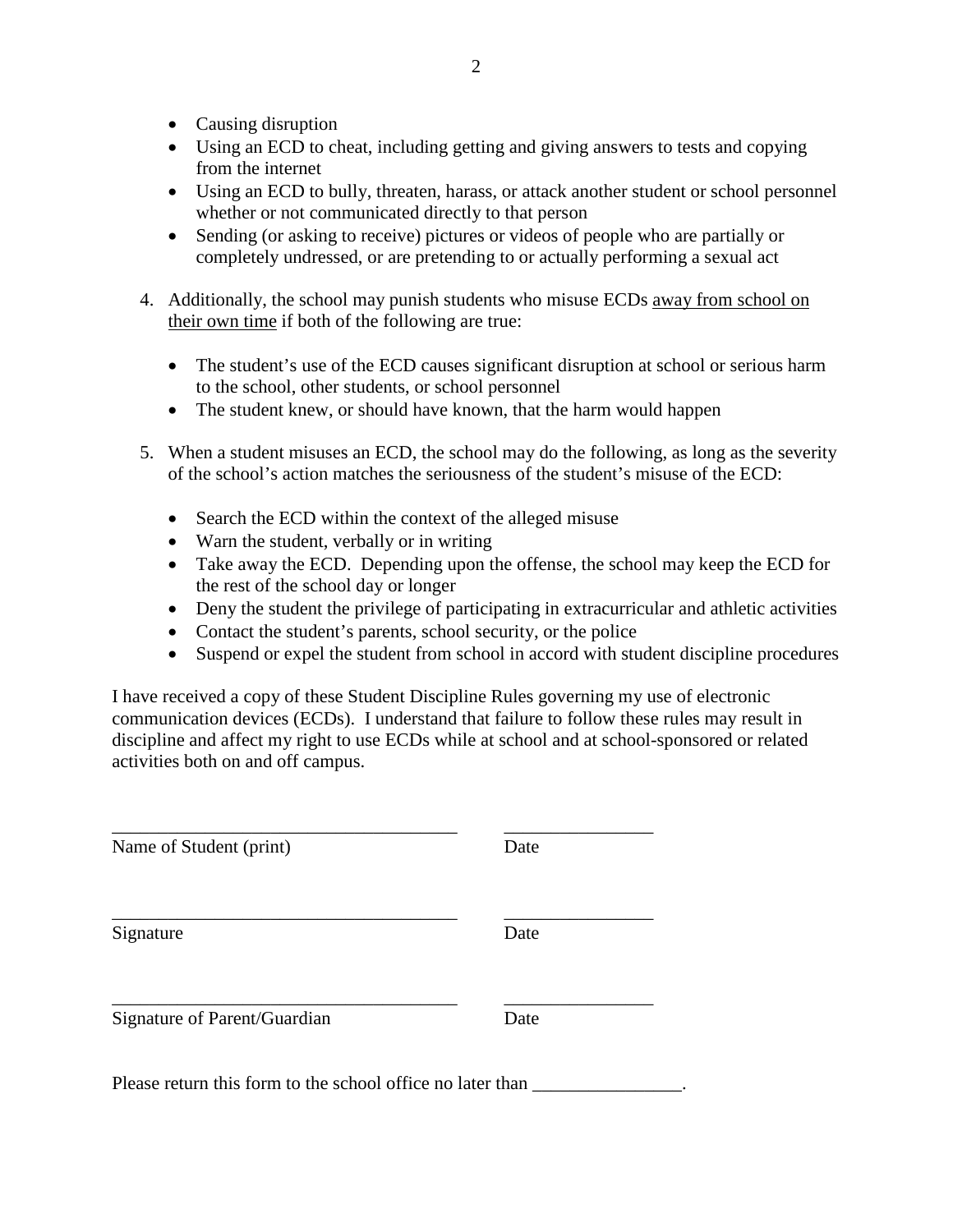- Causing disruption
- Using an ECD to cheat, including getting and giving answers to tests and copying from the internet
- Using an ECD to bully, threaten, harass, or attack another student or school personnel whether or not communicated directly to that person
- Sending (or asking to receive) pictures or videos of people who are partially or completely undressed, or are pretending to or actually performing a sexual act

4. Additionally, the school may punish students who misuse ECDs <u>away from school on their own time</u> if both of the following are true:

   - The student's use of the ECD causes significant disruption at school or serious harm to the school, other students, or school personnel
   - The student knew, or should have known, that the harm would happen

5. When a student misuses an ECD, the school may do the following, as long as the severity of the school's action matches the seriousness of the student's misuse of the ECD:

   - Search the ECD within the context of the alleged misuse
   - Warn the student, verbally or in writing
   - Take away the ECD. Depending upon the offense, the school may keep the ECD for the rest of the school day or longer
   - Deny the student the privilege of participating in extracurricular and athletic activities
   - Contact the student's parents, school security, or the police
   - Suspend or expel the student from school in accord with student discipline procedures

I have received a copy of these Student Discipline Rules governing my use of electronic communication devices (ECDs). I understand that failure to follow these rules may result in discipline and affect my right to use ECDs while at school and at school-sponsored or related activities both on and off campus.

_____________________________________ ________________
Name of Student (print) Date

_____________________________________ ________________
Signature Date

_____________________________________ ________________
Signature of Parent/Guardian Date

Please return this form to the school office no later than ________________.